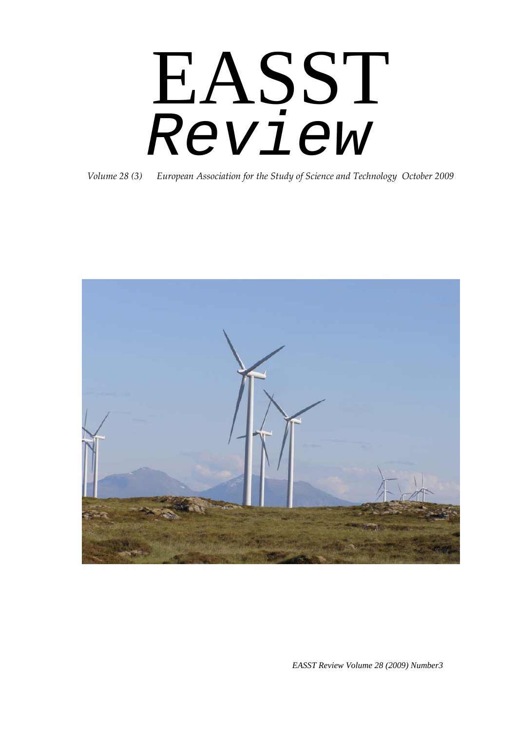# EASST
# *Review*

*Volume 28 (3) European Association for the Study of Science and Technology October 2009*

*EASST Review Volume 28 (2009) Number3*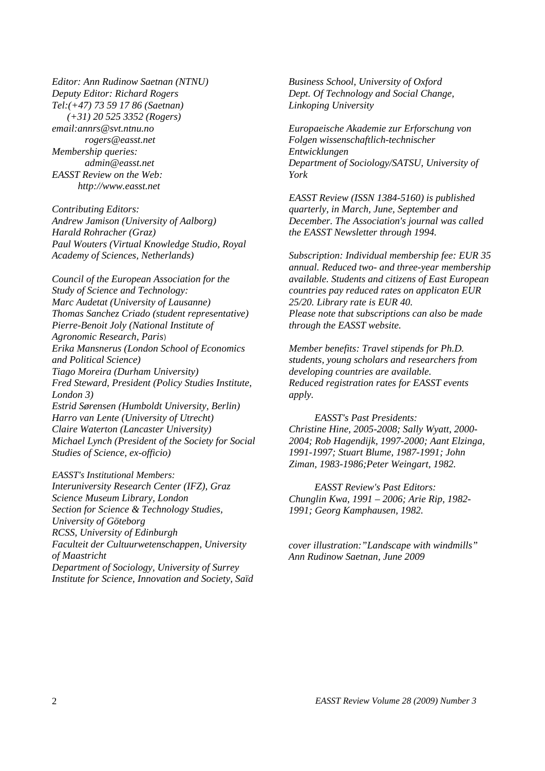*Editor: Ann Rudinow Saetnan (NTNU)*
*Deputy Editor: Richard Rogers*
*Tel:(+47) 73 59 17 86 (Saetnan)*
*(+31) 20 525 3352 (Rogers)*
*email:annrs@svt.ntnu.no*
*rogers@easst.net*
*Membership queries:*
*admin@easst.net*
*EASST Review on the Web:*
*http://www.easst.net*

*Contributing Editors:*
*Andrew Jamison (University of Aalborg)*
*Harald Rohracher (Graz)*
*Paul Wouters (Virtual Knowledge Studio, Royal Academy of Sciences, Netherlands)*

*Council of the European Association for the Study of Science and Technology:*
*Marc Audetat (University of Lausanne)*
*Thomas Sanchez Criado (student representative)*
*Pierre-Benoit Joly (National Institute of Agronomic Research, Paris)*
*Erika Mansnerus (London School of Economics and Political Science)*
*Tiago Moreira (Durham University)*
*Fred Steward, President (Policy Studies Institute, London 3)*
*Estrid Sørensen (Humboldt University, Berlin)*
*Harro van Lente (University of Utrecht)*
*Claire Waterton (Lancaster University)*
*Michael Lynch (President of the Society for Social Studies of Science, ex-officio)*

*EASST's Institutional Members:*
*Interuniversity Research Center (IFZ), Graz*
*Science Museum Library, London*
*Section for Science & Technology Studies, University of Göteborg*
*RCSS, University of Edinburgh*
*Faculteit der Cultuurwetenschappen, University of Maastricht*
*Department of Sociology, University of Surrey*
*Institute for Science, Innovation and Society, Saïd Business School, University of Oxford*
*Dept. Of Technology and Social Change, Linkoping University*

*Europaeische Akademie zur Erforschung von Folgen wissenschaftlich-technischer Entwicklungen*
*Department of Sociology/SATSU, University of York*

*EASST Review (ISSN 1384-5160) is published quarterly, in March, June, September and December. The Association's journal was called the EASST Newsletter through 1994.*

*Subscription: Individual membership fee: EUR 35 annual. Reduced two- and three-year membership available. Students and citizens of East European countries pay reduced rates on applicaton EUR 25/20. Library rate is EUR 40.*
*Please note that subscriptions can also be made through the EASST website.*

*Member benefits: Travel stipends for Ph.D. students, young scholars and researchers from developing countries are available.*
*Reduced registration rates for EASST events apply.*

*EASST's Past Presidents:*
*Christine Hine, 2005-2008; Sally Wyatt, 2000-2004; Rob Hagendijk, 1997-2000; Aant Elzinga, 1991-1997; Stuart Blume, 1987-1991; John Ziman, 1983-1986;Peter Weingart, 1982.*

*EASST Review's Past Editors:*
*Chunglin Kwa, 1991 – 2006; Arie Rip, 1982-1991; Georg Kamphausen, 1982.*

*cover illustration:"Landscape with windmills" Ann Rudinow Saetnan, June 2009*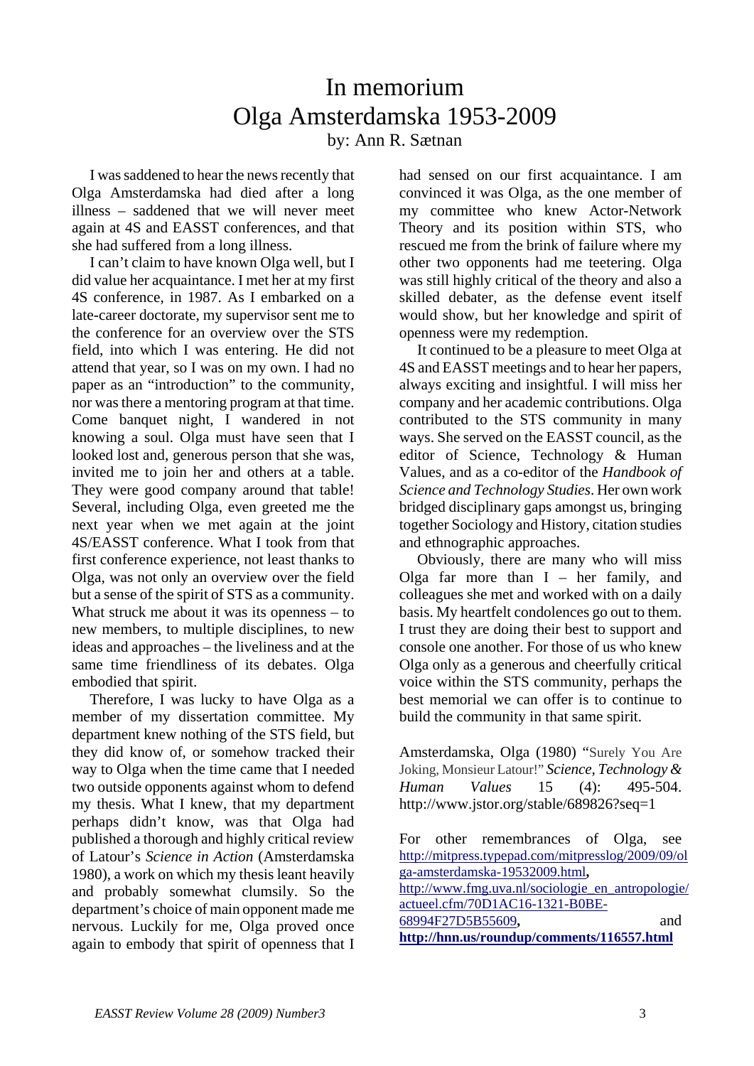# In memorium
# Olga Amsterdamska 1953-2009

by: Ann R. Sætnan

I was saddened to hear the news recently that Olga Amsterdamska had died after a long illness – saddened that we will never meet again at 4S and EASST conferences, and that she had suffered from a long illness.

I can't claim to have known Olga well, but I did value her acquaintance. I met her at my first 4S conference, in 1987. As I embarked on a late-career doctorate, my supervisor sent me to the conference for an overview over the STS field, into which I was entering. He did not attend that year, so I was on my own. I had no paper as an "introduction" to the community, nor was there a mentoring program at that time. Come banquet night, I wandered in not knowing a soul. Olga must have seen that I looked lost and, generous person that she was, invited me to join her and others at a table. They were good company around that table! Several, including Olga, even greeted me the next year when we met again at the joint 4S/EASST conference. What I took from that first conference experience, not least thanks to Olga, was not only an overview over the field but a sense of the spirit of STS as a community. What struck me about it was its openness – to new members, to multiple disciplines, to new ideas and approaches – the liveliness and at the same time friendliness of its debates. Olga embodied that spirit.

Therefore, I was lucky to have Olga as a member of my dissertation committee. My department knew nothing of the STS field, but they did know of, or somehow tracked their way to Olga when the time came that I needed two outside opponents against whom to defend my thesis. What I knew, that my department perhaps didn't know, was that Olga had published a thorough and highly critical review of Latour's *Science in Action* (Amsterdamska 1980), a work on which my thesis leant heavily and probably somewhat clumsily. So the department's choice of main opponent made me nervous. Luckily for me, Olga proved once again to embody that spirit of openness that I had sensed on our first acquaintance. I am convinced it was Olga, as the one member of my committee who knew Actor-Network Theory and its position within STS, who rescued me from the brink of failure where my other two opponents had me teetering. Olga was still highly critical of the theory and also a skilled debater, as the defense event itself would show, but her knowledge and spirit of openness were my redemption.

It continued to be a pleasure to meet Olga at 4S and EASST meetings and to hear her papers, always exciting and insightful. I will miss her company and her academic contributions. Olga contributed to the STS community in many ways. She served on the EASST council, as the editor of Science, Technology & Human Values, and as a co-editor of the *Handbook of Science and Technology Studies*. Her own work bridged disciplinary gaps amongst us, bringing together Sociology and History, citation studies and ethnographic approaches.

Obviously, there are many who will miss Olga far more than I – her family, and colleagues she met and worked with on a daily basis. My heartfelt condolences go out to them. I trust they are doing their best to support and console one another. For those of us who knew Olga only as a generous and cheerfully critical voice within the STS community, perhaps the best memorial we can offer is to continue to build the community in that same spirit.

Amsterdamska, Olga (1980) "Surely You Are Joking, Monsieur Latour!" *Science, Technology & Human Values* 15 (4): 495-504. http://www.jstor.org/stable/689826?seq=1

For other remembrances of Olga, see http://mitpress.typepad.com/mitpresslog/2009/09/olga-amsterdamska-19532009.html**,** http://www.fmg.uva.nl/sociologie_en_antropologie/actueel.cfm/70D1AC16-1321-B0BE-68994F27D5B55609**,** and **http://hnn.us/roundup/comments/116557.html**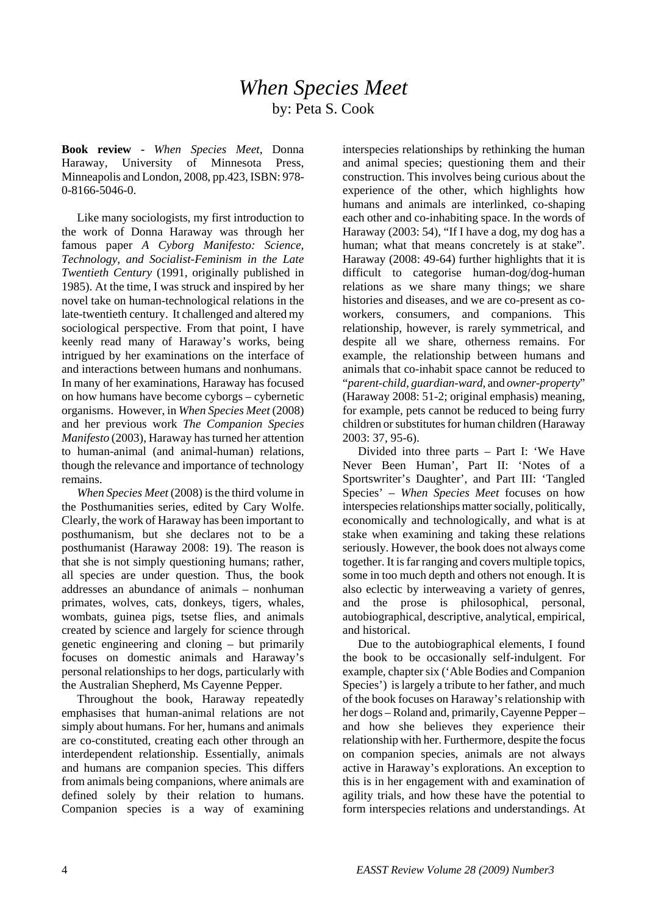# *When Species Meet*

by: Peta S. Cook

**Book review -** *When Species Meet*, Donna Haraway, University of Minnesota Press, Minneapolis and London, 2008, pp.423, ISBN: 978-0-8166-5046-0.

Like many sociologists, my first introduction to the work of Donna Haraway was through her famous paper *A Cyborg Manifesto: Science, Technology, and Socialist-Feminism in the Late Twentieth Century* (1991, originally published in 1985). At the time, I was struck and inspired by her novel take on human-technological relations in the late-twentieth century. It challenged and altered my sociological perspective. From that point, I have keenly read many of Haraway's works, being intrigued by her examinations on the interface of and interactions between humans and nonhumans. In many of her examinations, Haraway has focused on how humans have become cyborgs – cybernetic organisms. However, in *When Species Meet* (2008) and her previous work *The Companion Species Manifesto* (2003), Haraway has turned her attention to human-animal (and animal-human) relations, though the relevance and importance of technology remains.

*When Species Meet* (2008) is the third volume in the Posthumanities series, edited by Cary Wolfe. Clearly, the work of Haraway has been important to posthumanism, but she declares not to be a posthumanist (Haraway 2008: 19). The reason is that she is not simply questioning humans; rather, all species are under question. Thus, the book addresses an abundance of animals – nonhuman primates, wolves, cats, donkeys, tigers, whales, wombats, guinea pigs, tsetse flies, and animals created by science and largely for science through genetic engineering and cloning – but primarily focuses on domestic animals and Haraway's personal relationships to her dogs, particularly with the Australian Shepherd, Ms Cayenne Pepper.

Throughout the book, Haraway repeatedly emphasises that human-animal relations are not simply about humans. For her, humans and animals are co-constituted, creating each other through an interdependent relationship. Essentially, animals and humans are companion species. This differs from animals being companions, where animals are defined solely by their relation to humans. Companion species is a way of examining interspecies relationships by rethinking the human and animal species; questioning them and their construction. This involves being curious about the experience of the other, which highlights how humans and animals are interlinked, co-shaping each other and co-inhabiting space. In the words of Haraway (2003: 54), "If I have a dog, my dog has a human; what that means concretely is at stake". Haraway (2008: 49-64) further highlights that it is difficult to categorise human-dog/dog-human relations as we share many things; we share histories and diseases, and we are co-present as co-workers, consumers, and companions. This relationship, however, is rarely symmetrical, and despite all we share, otherness remains. For example, the relationship between humans and animals that co-inhabit space cannot be reduced to "*parent-child, guardian-ward,* and *owner-property*" (Haraway 2008: 51-2; original emphasis) meaning, for example, pets cannot be reduced to being furry children or substitutes for human children (Haraway 2003: 37, 95-6).

Divided into three parts – Part I: 'We Have Never Been Human', Part II: 'Notes of a Sportswriter's Daughter', and Part III: 'Tangled Species' – *When Species Meet* focuses on how interspecies relationships matter socially, politically, economically and technologically, and what is at stake when examining and taking these relations seriously. However, the book does not always come together. It is far ranging and covers multiple topics, some in too much depth and others not enough. It is also eclectic by interweaving a variety of genres, and the prose is philosophical, personal, autobiographical, descriptive, analytical, empirical, and historical.

Due to the autobiographical elements, I found the book to be occasionally self-indulgent. For example, chapter six ('Able Bodies and Companion Species') is largely a tribute to her father, and much of the book focuses on Haraway's relationship with her dogs – Roland and, primarily, Cayenne Pepper – and how she believes they experience their relationship with her. Furthermore, despite the focus on companion species, animals are not always active in Haraway's explorations. An exception to this is in her engagement with and examination of agility trials, and how these have the potential to form interspecies relations and understandings. At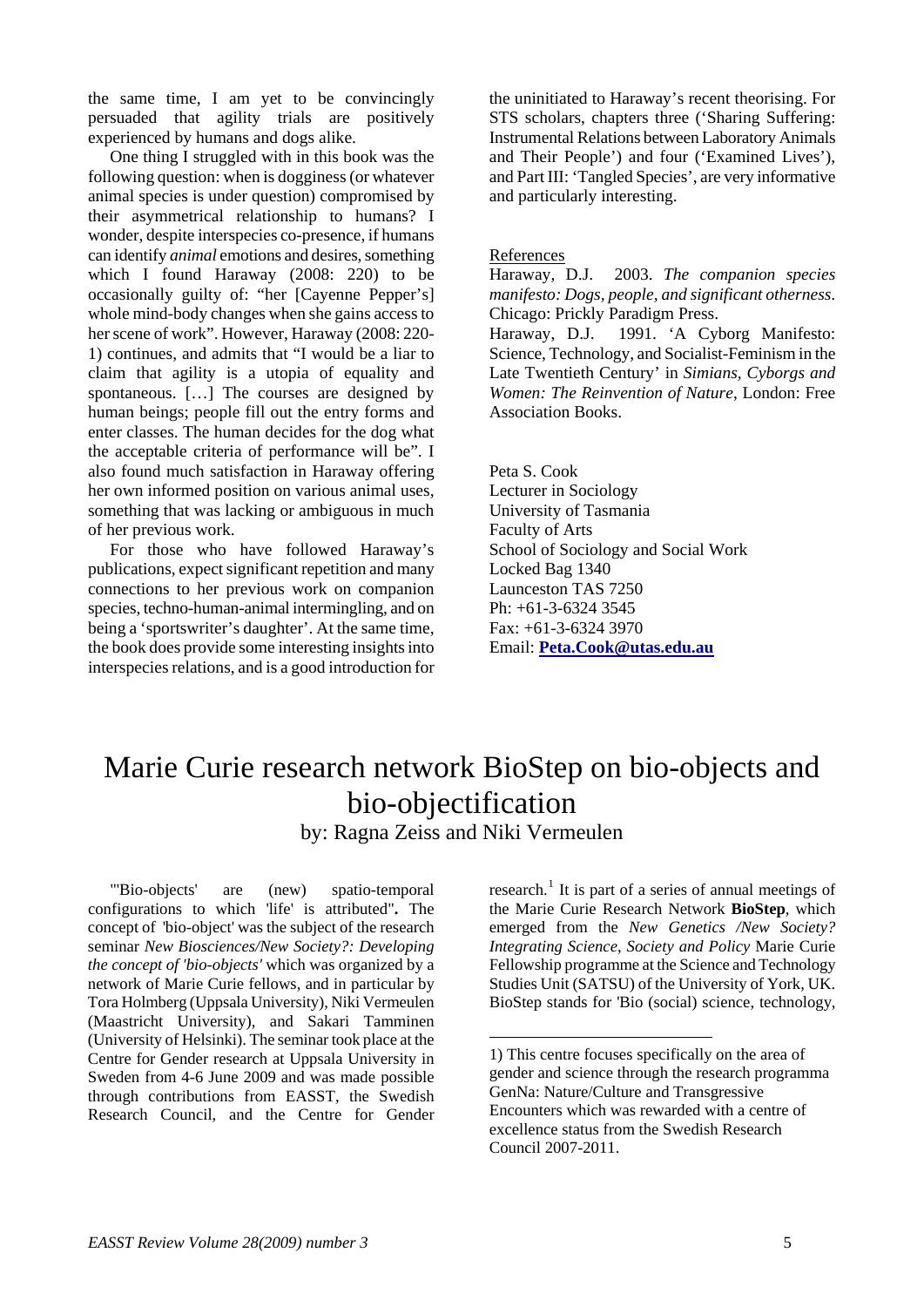the same time, I am yet to be convincingly persuaded that agility trials are positively experienced by humans and dogs alike.

One thing I struggled with in this book was the following question: when is dogginess (or whatever animal species is under question) compromised by their asymmetrical relationship to humans? I wonder, despite interspecies co-presence, if humans can identify *animal* emotions and desires, something which I found Haraway (2008: 220) to be occasionally guilty of: "her [Cayenne Pepper's] whole mind-body changes when she gains access to her scene of work". However, Haraway (2008: 220-1) continues, and admits that "I would be a liar to claim that agility is a utopia of equality and spontaneous. […] The courses are designed by human beings; people fill out the entry forms and enter classes. The human decides for the dog what the acceptable criteria of performance will be". I also found much satisfaction in Haraway offering her own informed position on various animal uses, something that was lacking or ambiguous in much of her previous work.

For those who have followed Haraway's publications, expect significant repetition and many connections to her previous work on companion species, techno-human-animal intermingling, and on being a 'sportswriter's daughter'. At the same time, the book does provide some interesting insights into interspecies relations, and is a good introduction for the uninitiated to Haraway's recent theorising. For STS scholars, chapters three ('Sharing Suffering: Instrumental Relations between Laboratory Animals and Their People') and four ('Examined Lives'), and Part III: 'Tangled Species', are very informative and particularly interesting.

References

Haraway, D.J. 2003. *The companion species manifesto: Dogs, people, and significant otherness*. Chicago: Prickly Paradigm Press.

Haraway, D.J. 1991. 'A Cyborg Manifesto: Science, Technology, and Socialist-Feminism in the Late Twentieth Century' in *Simians, Cyborgs and Women: The Reinvention of Nature*, London: Free Association Books.

Peta S. Cook
Lecturer in Sociology
University of Tasmania
Faculty of Arts
School of Sociology and Social Work
Locked Bag 1340
Launceston TAS 7250
Ph: +61-3-6324 3545
Fax: +61-3-6324 3970
Email: **Peta.Cook@utas.edu.au**

# Marie Curie research network BioStep on bio-objects and bio-objectification

by: Ragna Zeiss and Niki Vermeulen

"'Bio-objects' are (new) spatio-temporal configurations to which 'life' is attributed"**.** The concept of 'bio-object' was the subject of the research seminar *New Biosciences/New Society?: Developing the concept of 'bio-objects'* which was organized by a network of Marie Curie fellows, and in particular by Tora Holmberg (Uppsala University), Niki Vermeulen (Maastricht University), and Sakari Tamminen (University of Helsinki). The seminar took place at the Centre for Gender research at Uppsala University in Sweden from 4-6 June 2009 and was made possible through contributions from EASST, the Swedish Research Council, and the Centre for Gender research.[1] It is part of a series of annual meetings of the Marie Curie Research Network **BioStep**, which emerged from the *New Genetics /New Society? Integrating Science, Society and Policy* Marie Curie Fellowship programme at the Science and Technology Studies Unit (SATSU) of the University of York, UK. BioStep stands for 'Bio (social) science, technology,

1) This centre focuses specifically on the area of gender and science through the research programma GenNa: Nature/Culture and Transgressive Encounters which was rewarded with a centre of excellence status from the Swedish Research Council 2007-2011.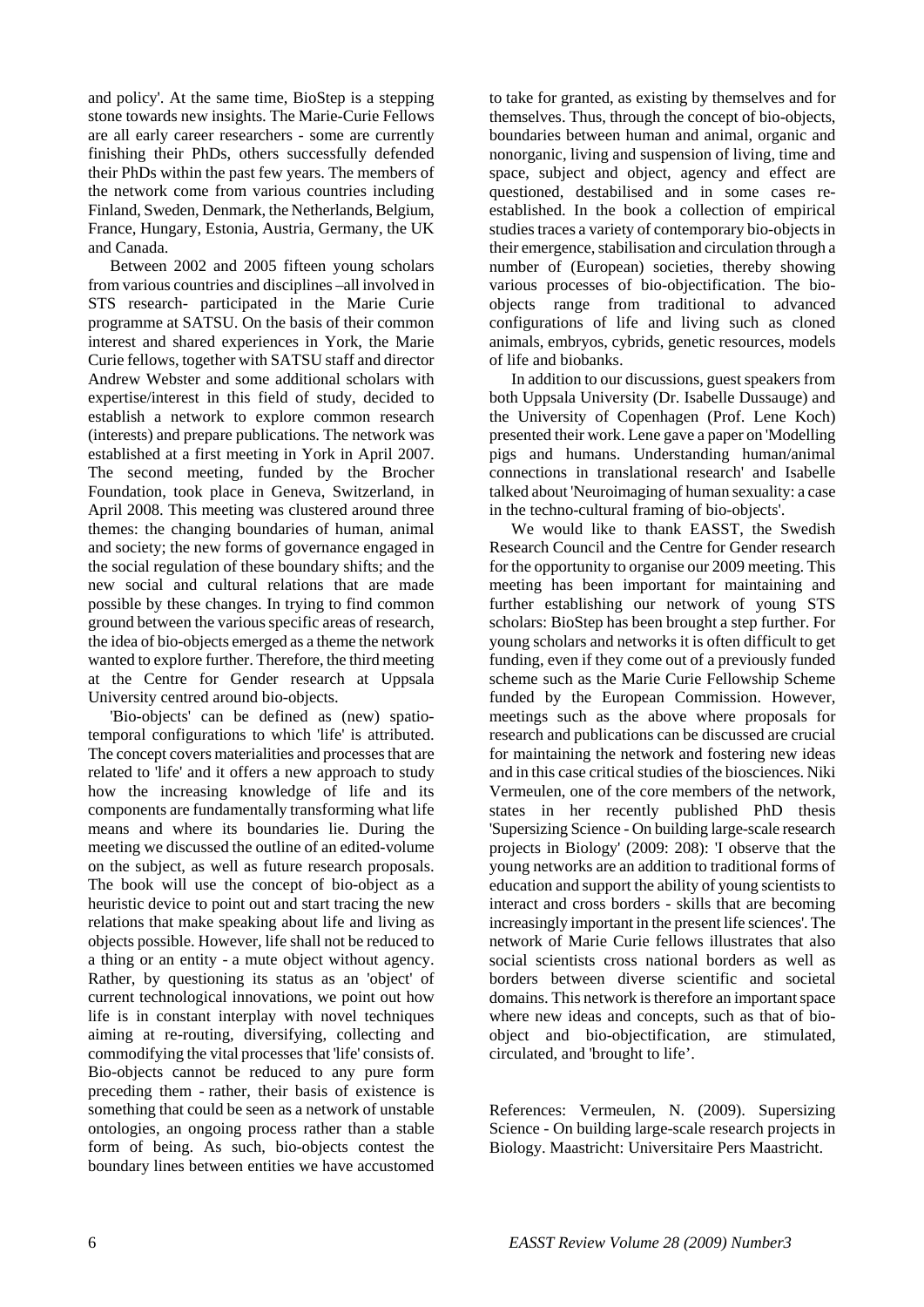and policy'. At the same time, BioStep is a stepping stone towards new insights. The Marie-Curie Fellows are all early career researchers - some are currently finishing their PhDs, others successfully defended their PhDs within the past few years. The members of the network come from various countries including Finland, Sweden, Denmark, the Netherlands, Belgium, France, Hungary, Estonia, Austria, Germany, the UK and Canada.

Between 2002 and 2005 fifteen young scholars from various countries and disciplines –all involved in STS research- participated in the Marie Curie programme at SATSU. On the basis of their common interest and shared experiences in York, the Marie Curie fellows, together with SATSU staff and director Andrew Webster and some additional scholars with expertise/interest in this field of study, decided to establish a network to explore common research (interests) and prepare publications. The network was established at a first meeting in York in April 2007. The second meeting, funded by the Brocher Foundation, took place in Geneva, Switzerland, in April 2008. This meeting was clustered around three themes: the changing boundaries of human, animal and society; the new forms of governance engaged in the social regulation of these boundary shifts; and the new social and cultural relations that are made possible by these changes. In trying to find common ground between the various specific areas of research, the idea of bio-objects emerged as a theme the network wanted to explore further. Therefore, the third meeting at the Centre for Gender research at Uppsala University centred around bio-objects.

'Bio-objects' can be defined as (new) spatio-temporal configurations to which 'life' is attributed. The concept covers materialities and processes that are related to 'life' and it offers a new approach to study how the increasing knowledge of life and its components are fundamentally transforming what life means and where its boundaries lie. During the meeting we discussed the outline of an edited-volume on the subject, as well as future research proposals. The book will use the concept of bio-object as a heuristic device to point out and start tracing the new relations that make speaking about life and living as objects possible. However, life shall not be reduced to a thing or an entity - a mute object without agency. Rather, by questioning its status as an 'object' of current technological innovations, we point out how life is in constant interplay with novel techniques aiming at re-routing, diversifying, collecting and commodifying the vital processes that 'life' consists of. Bio-objects cannot be reduced to any pure form preceding them - rather, their basis of existence is something that could be seen as a network of unstable ontologies, an ongoing process rather than a stable form of being. As such, bio-objects contest the boundary lines between entities we have accustomed to take for granted, as existing by themselves and for themselves. Thus, through the concept of bio-objects, boundaries between human and animal, organic and nonorganic, living and suspension of living, time and space, subject and object, agency and effect are questioned, destabilised and in some cases re-established. In the book a collection of empirical studies traces a variety of contemporary bio-objects in their emergence, stabilisation and circulation through a number of (European) societies, thereby showing various processes of bio-objectification. The bio-objects range from traditional to advanced configurations of life and living such as cloned animals, embryos, cybrids, genetic resources, models of life and biobanks.

In addition to our discussions, guest speakers from both Uppsala University (Dr. Isabelle Dussauge) and the University of Copenhagen (Prof. Lene Koch) presented their work. Lene gave a paper on 'Modelling pigs and humans. Understanding human/animal connections in translational research' and Isabelle talked about 'Neuroimaging of human sexuality: a case in the techno-cultural framing of bio-objects'.

We would like to thank EASST, the Swedish Research Council and the Centre for Gender research for the opportunity to organise our 2009 meeting. This meeting has been important for maintaining and further establishing our network of young STS scholars: BioStep has been brought a step further. For young scholars and networks it is often difficult to get funding, even if they come out of a previously funded scheme such as the Marie Curie Fellowship Scheme funded by the European Commission. However, meetings such as the above where proposals for research and publications can be discussed are crucial for maintaining the network and fostering new ideas and in this case critical studies of the biosciences. Niki Vermeulen, one of the core members of the network, states in her recently published PhD thesis 'Supersizing Science - On building large-scale research projects in Biology' (2009: 208): 'I observe that the young networks are an addition to traditional forms of education and support the ability of young scientists to interact and cross borders - skills that are becoming increasingly important in the present life sciences'. The network of Marie Curie fellows illustrates that also social scientists cross national borders as well as borders between diverse scientific and societal domains. This network is therefore an important space where new ideas and concepts, such as that of bio-object and bio-objectification, are stimulated, circulated, and 'brought to life'.

References: Vermeulen, N. (2009). Supersizing Science - On building large-scale research projects in Biology. Maastricht: Universitaire Pers Maastricht.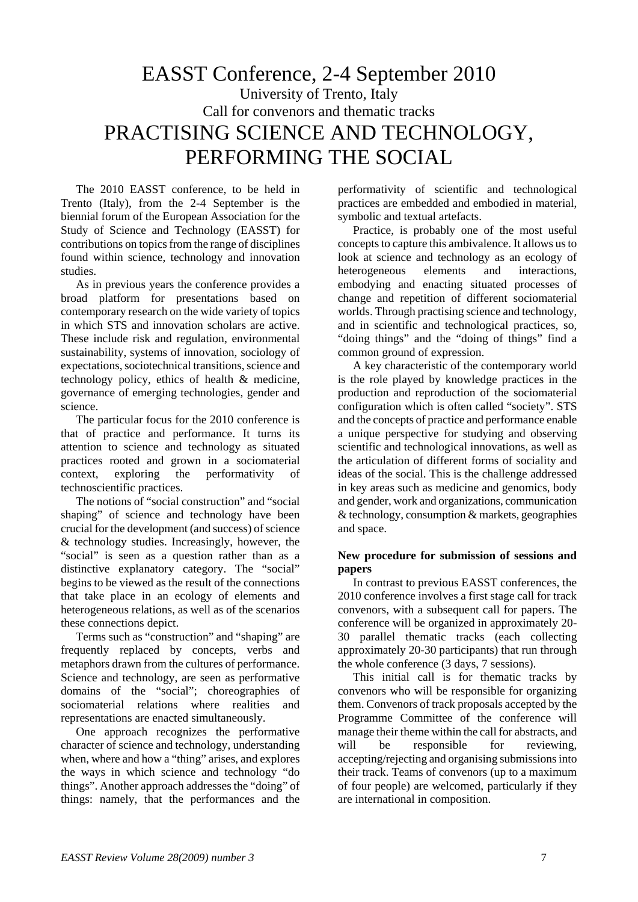# EASST Conference, 2-4 September 2010

University of Trento, Italy

Call for convenors and thematic tracks

# PRACTISING SCIENCE AND TECHNOLOGY, PERFORMING THE SOCIAL

The 2010 EASST conference, to be held in Trento (Italy), from the 2-4 September is the biennial forum of the European Association for the Study of Science and Technology (EASST) for contributions on topics from the range of disciplines found within science, technology and innovation studies.

As in previous years the conference provides a broad platform for presentations based on contemporary research on the wide variety of topics in which STS and innovation scholars are active. These include risk and regulation, environmental sustainability, systems of innovation, sociology of expectations, sociotechnical transitions, science and technology policy, ethics of health & medicine, governance of emerging technologies, gender and science.

The particular focus for the 2010 conference is that of practice and performance. It turns its attention to science and technology as situated practices rooted and grown in a sociomaterial context, exploring the performativity of technoscientific practices.

The notions of "social construction" and "social shaping" of science and technology have been crucial for the development (and success) of science & technology studies. Increasingly, however, the "social" is seen as a question rather than as a distinctive explanatory category. The "social" begins to be viewed as the result of the connections that take place in an ecology of elements and heterogeneous relations, as well as of the scenarios these connections depict.

Terms such as "construction" and "shaping" are frequently replaced by concepts, verbs and metaphors drawn from the cultures of performance. Science and technology, are seen as performative domains of the "social"; choreographies of sociomaterial relations where realities and representations are enacted simultaneously.

One approach recognizes the performative character of science and technology, understanding when, where and how a "thing" arises, and explores the ways in which science and technology "do things". Another approach addresses the "doing" of things: namely, that the performances and the performativity of scientific and technological practices are embedded and embodied in material, symbolic and textual artefacts.

Practice, is probably one of the most useful concepts to capture this ambivalence. It allows us to look at science and technology as an ecology of heterogeneous elements and interactions, embodying and enacting situated processes of change and repetition of different sociomaterial worlds. Through practising science and technology, and in scientific and technological practices, so, "doing things" and the "doing of things" find a common ground of expression.

A key characteristic of the contemporary world is the role played by knowledge practices in the production and reproduction of the sociomaterial configuration which is often called "society". STS and the concepts of practice and performance enable a unique perspective for studying and observing scientific and technological innovations, as well as the articulation of different forms of sociality and ideas of the social. This is the challenge addressed in key areas such as medicine and genomics, body and gender, work and organizations, communication & technology, consumption & markets, geographies and space.

**New procedure for submission of sessions and papers**

In contrast to previous EASST conferences, the 2010 conference involves a first stage call for track convenors, with a subsequent call for papers. The conference will be organized in approximately 20-30 parallel thematic tracks (each collecting approximately 20-30 participants) that run through the whole conference (3 days, 7 sessions).

This initial call is for thematic tracks by convenors who will be responsible for organizing them. Convenors of track proposals accepted by the Programme Committee of the conference will manage their theme within the call for abstracts, and will be responsible for reviewing, accepting/rejecting and organising submissions into their track. Teams of convenors (up to a maximum of four people) are welcomed, particularly if they are international in composition.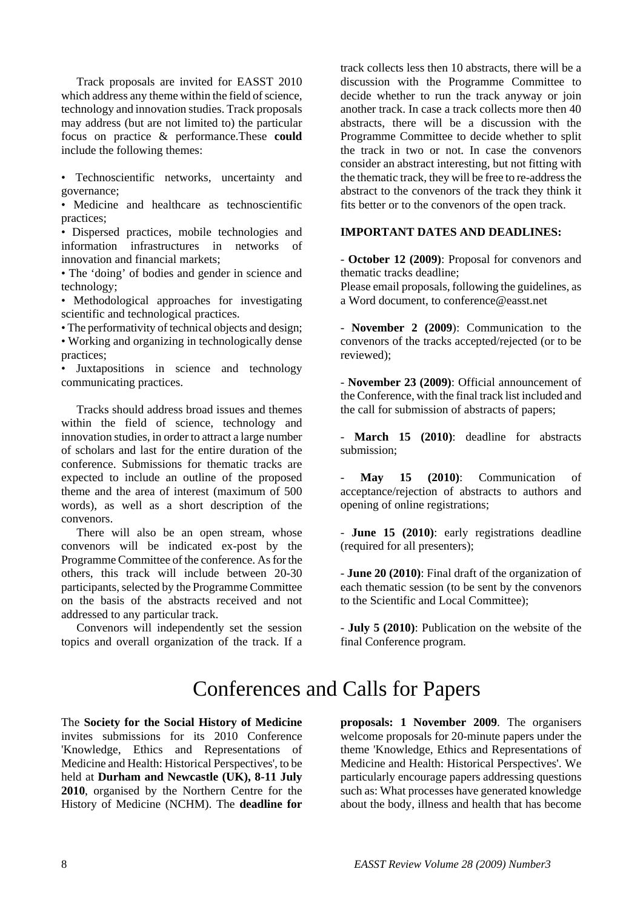Track proposals are invited for EASST 2010 which address any theme within the field of science, technology and innovation studies. Track proposals may address (but are not limited to) the particular focus on practice & performance.These **could** include the following themes:

- Technoscientific networks, uncertainty and governance;
- Medicine and healthcare as technoscientific practices;
- Dispersed practices, mobile technologies and information infrastructures in networks of innovation and financial markets;
- The 'doing' of bodies and gender in science and technology;
- Methodological approaches for investigating scientific and technological practices.
- The performativity of technical objects and design;
- Working and organizing in technologically dense practices;
- Juxtapositions in science and technology communicating practices.

Tracks should address broad issues and themes within the field of science, technology and innovation studies, in order to attract a large number of scholars and last for the entire duration of the conference. Submissions for thematic tracks are expected to include an outline of the proposed theme and the area of interest (maximum of 500 words), as well as a short description of the convenors.

There will also be an open stream, whose convenors will be indicated ex-post by the Programme Committee of the conference. As for the others, this track will include between 20-30 participants, selected by the Programme Committee on the basis of the abstracts received and not addressed to any particular track.

Convenors will independently set the session topics and overall organization of the track. If a track collects less then 10 abstracts, there will be a discussion with the Programme Committee to decide whether to run the track anyway or join another track. In case a track collects more then 40 abstracts, there will be a discussion with the Programme Committee to decide whether to split the track in two or not. In case the convenors consider an abstract interesting, but not fitting with the thematic track, they will be free to re-address the abstract to the convenors of the track they think it fits better or to the convenors of the open track.

**IMPORTANT DATES AND DEADLINES:**

- **October 12 (2009)**: Proposal for convenors and thematic tracks deadline;
Please email proposals, following the guidelines, as a Word document, to conference@easst.net

- **November 2 (2009**): Communication to the convenors of the tracks accepted/rejected (or to be reviewed);

- **November 23 (2009)**: Official announcement of the Conference, with the final track list included and the call for submission of abstracts of papers;

- **March 15 (2010)**: deadline for abstracts submission;

- **May 15 (2010)**: Communication of acceptance/rejection of abstracts to authors and opening of online registrations;

- **June 15 (2010)**: early registrations deadline (required for all presenters);

- **June 20 (2010)**: Final draft of the organization of each thematic session (to be sent by the convenors to the Scientific and Local Committee);

- **July 5 (2010)**: Publication on the website of the final Conference program.

# Conferences and Calls for Papers

The **Society for the Social History of Medicine** invites submissions for its 2010 Conference 'Knowledge, Ethics and Representations of Medicine and Health: Historical Perspectives', to be held at **Durham and Newcastle (UK), 8-11 July 2010**, organised by the Northern Centre for the History of Medicine (NCHM). The **deadline for proposals: 1 November 2009**. The organisers welcome proposals for 20-minute papers under the theme 'Knowledge, Ethics and Representations of Medicine and Health: Historical Perspectives'. We particularly encourage papers addressing questions such as: What processes have generated knowledge about the body, illness and health that has become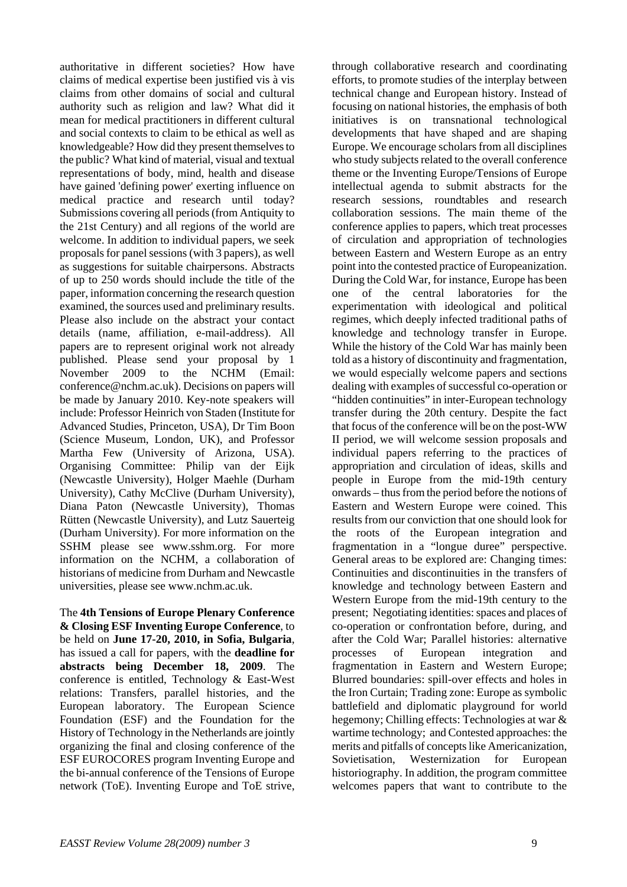authoritative in different societies? How have claims of medical expertise been justified vis à vis claims from other domains of social and cultural authority such as religion and law? What did it mean for medical practitioners in different cultural and social contexts to claim to be ethical as well as knowledgeable? How did they present themselves to the public? What kind of material, visual and textual representations of body, mind, health and disease have gained 'defining power' exerting influence on medical practice and research until today? Submissions covering all periods (from Antiquity to the 21st Century) and all regions of the world are welcome. In addition to individual papers, we seek proposals for panel sessions (with 3 papers), as well as suggestions for suitable chairpersons. Abstracts of up to 250 words should include the title of the paper, information concerning the research question examined, the sources used and preliminary results. Please also include on the abstract your contact details (name, affiliation, e-mail-address). All papers are to represent original work not already published. Please send your proposal by 1 November 2009 to the NCHM (Email: conference@nchm.ac.uk). Decisions on papers will be made by January 2010. Key-note speakers will include: Professor Heinrich von Staden (Institute for Advanced Studies, Princeton, USA), Dr Tim Boon (Science Museum, London, UK), and Professor Martha Few (University of Arizona, USA). Organising Committee: Philip van der Eijk (Newcastle University), Holger Maehle (Durham University), Cathy McClive (Durham University), Diana Paton (Newcastle University), Thomas Rütten (Newcastle University), and Lutz Sauerteig (Durham University). For more information on the SSHM please see www.sshm.org. For more information on the NCHM, a collaboration of historians of medicine from Durham and Newcastle universities, please see www.nchm.ac.uk.

The **4th Tensions of Europe Plenary Conference & Closing ESF Inventing Europe Conference**, to be held on **June 17-20, 2010, in Sofia, Bulgaria**, has issued a call for papers, with the **deadline for abstracts being December 18, 2009**. The conference is entitled, Technology & East-West relations: Transfers, parallel histories, and the European laboratory. The European Science Foundation (ESF) and the Foundation for the History of Technology in the Netherlands are jointly organizing the final and closing conference of the ESF EUROCORES program Inventing Europe and the bi-annual conference of the Tensions of Europe network (ToE). Inventing Europe and ToE strive, through collaborative research and coordinating efforts, to promote studies of the interplay between technical change and European history. Instead of focusing on national histories, the emphasis of both initiatives is on transnational technological developments that have shaped and are shaping Europe. We encourage scholars from all disciplines who study subjects related to the overall conference theme or the Inventing Europe/Tensions of Europe intellectual agenda to submit abstracts for the research sessions, roundtables and research collaboration sessions. The main theme of the conference applies to papers, which treat processes of circulation and appropriation of technologies between Eastern and Western Europe as an entry point into the contested practice of Europeanization. During the Cold War, for instance, Europe has been one of the central laboratories for the experimentation with ideological and political regimes, which deeply infected traditional paths of knowledge and technology transfer in Europe. While the history of the Cold War has mainly been told as a history of discontinuity and fragmentation, we would especially welcome papers and sections dealing with examples of successful co-operation or "hidden continuities" in inter-European technology transfer during the 20th century. Despite the fact that focus of the conference will be on the post-WW II period, we will welcome session proposals and individual papers referring to the practices of appropriation and circulation of ideas, skills and people in Europe from the mid-19th century onwards – thus from the period before the notions of Eastern and Western Europe were coined. This results from our conviction that one should look for the roots of the European integration and fragmentation in a "longue duree" perspective. General areas to be explored are: Changing times: Continuities and discontinuities in the transfers of knowledge and technology between Eastern and Western Europe from the mid-19th century to the present; Negotiating identities: spaces and places of co-operation or confrontation before, during, and after the Cold War; Parallel histories: alternative processes of European integration and fragmentation in Eastern and Western Europe; Blurred boundaries: spill-over effects and holes in the Iron Curtain; Trading zone: Europe as symbolic battlefield and diplomatic playground for world hegemony; Chilling effects: Technologies at war & wartime technology; and Contested approaches: the merits and pitfalls of concepts like Americanization, Sovietisation, Westernization for European historiography. In addition, the program committee welcomes papers that want to contribute to the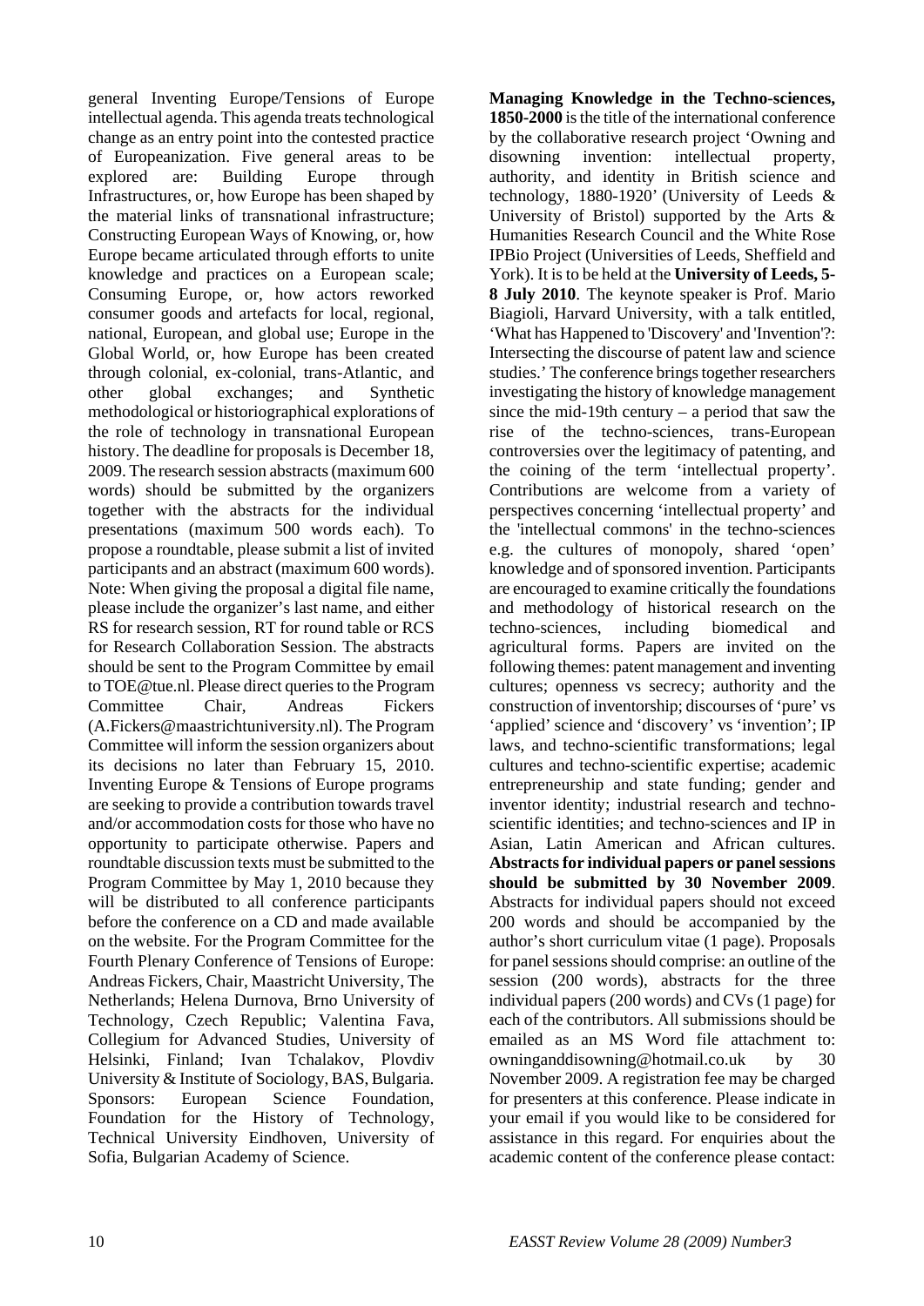general Inventing Europe/Tensions of Europe intellectual agenda. This agenda treats technological change as an entry point into the contested practice of Europeanization. Five general areas to be explored are: Building Europe through Infrastructures, or, how Europe has been shaped by the material links of transnational infrastructure; Constructing European Ways of Knowing, or, how Europe became articulated through efforts to unite knowledge and practices on a European scale; Consuming Europe, or, how actors reworked consumer goods and artefacts for local, regional, national, European, and global use; Europe in the Global World, or, how Europe has been created through colonial, ex-colonial, trans-Atlantic, and other global exchanges; and Synthetic methodological or historiographical explorations of the role of technology in transnational European history. The deadline for proposals is December 18, 2009. The research session abstracts (maximum 600 words) should be submitted by the organizers together with the abstracts for the individual presentations (maximum 500 words each). To propose a roundtable, please submit a list of invited participants and an abstract (maximum 600 words). Note: When giving the proposal a digital file name, please include the organizer's last name, and either RS for research session, RT for round table or RCS for Research Collaboration Session. The abstracts should be sent to the Program Committee by email to TOE@tue.nl. Please direct queries to the Program Committee Chair, Andreas Fickers (A.Fickers@maastrichtuniversity.nl). The Program Committee will inform the session organizers about its decisions no later than February 15, 2010. Inventing Europe & Tensions of Europe programs are seeking to provide a contribution towards travel and/or accommodation costs for those who have no opportunity to participate otherwise. Papers and roundtable discussion texts must be submitted to the Program Committee by May 1, 2010 because they will be distributed to all conference participants before the conference on a CD and made available on the website. For the Program Committee for the Fourth Plenary Conference of Tensions of Europe: Andreas Fickers, Chair, Maastricht University, The Netherlands; Helena Durnova, Brno University of Technology, Czech Republic; Valentina Fava, Collegium for Advanced Studies, University of Helsinki, Finland; Ivan Tchalakov, Plovdiv University & Institute of Sociology, BAS, Bulgaria. Sponsors: European Science Foundation, Foundation for the History of Technology, Technical University Eindhoven, University of Sofia, Bulgarian Academy of Science.

**Managing Knowledge in the Techno-sciences, 1850-2000** is the title of the international conference by the collaborative research project 'Owning and disowning invention: intellectual property, authority, and identity in British science and technology, 1880-1920' (University of Leeds & University of Bristol) supported by the Arts & Humanities Research Council and the White Rose IPBio Project (Universities of Leeds, Sheffield and York). It is to be held at the **University of Leeds, 5-8 July 2010**. The keynote speaker is Prof. Mario Biagioli, Harvard University, with a talk entitled, 'What has Happened to 'Discovery' and 'Invention'?: Intersecting the discourse of patent law and science studies.' The conference brings together researchers investigating the history of knowledge management since the mid-19th century – a period that saw the rise of the techno-sciences, trans-European controversies over the legitimacy of patenting, and the coining of the term 'intellectual property'. Contributions are welcome from a variety of perspectives concerning 'intellectual property' and the 'intellectual commons' in the techno-sciences e.g. the cultures of monopoly, shared 'open' knowledge and of sponsored invention. Participants are encouraged to examine critically the foundations and methodology of historical research on the techno-sciences, including biomedical and agricultural forms. Papers are invited on the following themes: patent management and inventing cultures; openness vs secrecy; authority and the construction of inventorship; discourses of 'pure' vs 'applied' science and 'discovery' vs 'invention'; IP laws, and techno-scientific transformations; legal cultures and techno-scientific expertise; academic entrepreneurship and state funding; gender and inventor identity; industrial research and techno-scientific identities; and techno-sciences and IP in Asian, Latin American and African cultures. **Abstracts for individual papers or panel sessions should be submitted by 30 November 2009**. Abstracts for individual papers should not exceed 200 words and should be accompanied by the author's short curriculum vitae (1 page). Proposals for panel sessions should comprise: an outline of the session (200 words), abstracts for the three individual papers (200 words) and CVs (1 page) for each of the contributors. All submissions should be emailed as an MS Word file attachment to: owninganddisowning@hotmail.co.uk by 30 November 2009. A registration fee may be charged for presenters at this conference. Please indicate in your email if you would like to be considered for assistance in this regard. For enquiries about the academic content of the conference please contact: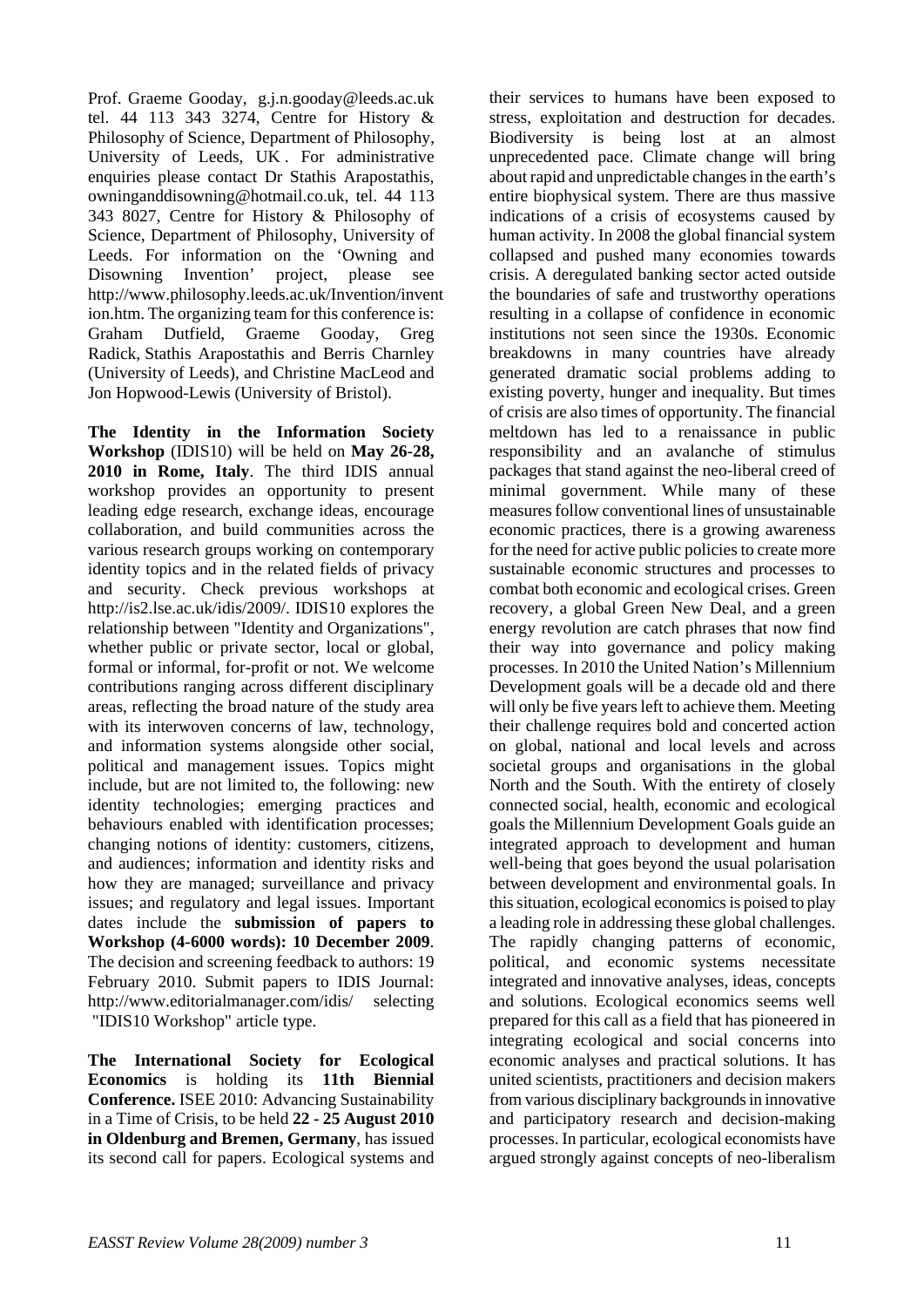Prof. Graeme Gooday, g.j.n.gooday@leeds.ac.uk tel. 44 113 343 3274, Centre for History & Philosophy of Science, Department of Philosophy, University of Leeds, UK . For administrative enquiries please contact Dr Stathis Arapostathis, owninganddisowning@hotmail.co.uk, tel. 44 113 343 8027, Centre for History & Philosophy of Science, Department of Philosophy, University of Leeds. For information on the 'Owning and Disowning Invention' project, please see http://www.philosophy.leeds.ac.uk/Invention/invention.htm. The organizing team for this conference is: Graham Dutfield, Graeme Gooday, Greg Radick, Stathis Arapostathis and Berris Charnley (University of Leeds), and Christine MacLeod and Jon Hopwood-Lewis (University of Bristol).

**The Identity in the Information Society Workshop** (IDIS10) will be held on **May 26-28, 2010 in Rome, Italy**. The third IDIS annual workshop provides an opportunity to present leading edge research, exchange ideas, encourage collaboration, and build communities across the various research groups working on contemporary identity topics and in the related fields of privacy and security. Check previous workshops at http://is2.lse.ac.uk/idis/2009/. IDIS10 explores the relationship between "Identity and Organizations", whether public or private sector, local or global, formal or informal, for-profit or not. We welcome contributions ranging across different disciplinary areas, reflecting the broad nature of the study area with its interwoven concerns of law, technology, and information systems alongside other social, political and management issues. Topics might include, but are not limited to, the following: new identity technologies; emerging practices and behaviours enabled with identification processes; changing notions of identity: customers, citizens, and audiences; information and identity risks and how they are managed; surveillance and privacy issues; and regulatory and legal issues. Important dates include the **submission of papers to Workshop (4-6000 words): 10 December 2009**. The decision and screening feedback to authors: 19 February 2010. Submit papers to IDIS Journal: http://www.editorialmanager.com/idis/ selecting "IDIS10 Workshop" article type.

**The International Society for Ecological Economics** is holding its **11th Biennial Conference.** ISEE 2010: Advancing Sustainability in a Time of Crisis, to be held **22 - 25 August 2010 in Oldenburg and Bremen, Germany**, has issued its second call for papers. Ecological systems and their services to humans have been exposed to stress, exploitation and destruction for decades. Biodiversity is being lost at an almost unprecedented pace. Climate change will bring about rapid and unpredictable changes in the earth's entire biophysical system. There are thus massive indications of a crisis of ecosystems caused by human activity. In 2008 the global financial system collapsed and pushed many economies towards crisis. A deregulated banking sector acted outside the boundaries of safe and trustworthy operations resulting in a collapse of confidence in economic institutions not seen since the 1930s. Economic breakdowns in many countries have already generated dramatic social problems adding to existing poverty, hunger and inequality. But times of crisis are also times of opportunity. The financial meltdown has led to a renaissance in public responsibility and an avalanche of stimulus packages that stand against the neo-liberal creed of minimal government. While many of these measures follow conventional lines of unsustainable economic practices, there is a growing awareness for the need for active public policies to create more sustainable economic structures and processes to combat both economic and ecological crises. Green recovery, a global Green New Deal, and a green energy revolution are catch phrases that now find their way into governance and policy making processes. In 2010 the United Nation's Millennium Development goals will be a decade old and there will only be five years left to achieve them. Meeting their challenge requires bold and concerted action on global, national and local levels and across societal groups and organisations in the global North and the South. With the entirety of closely connected social, health, economic and ecological goals the Millennium Development Goals guide an integrated approach to development and human well-being that goes beyond the usual polarisation between development and environmental goals. In this situation, ecological economics is poised to play a leading role in addressing these global challenges. The rapidly changing patterns of economic, political, and economic systems necessitate integrated and innovative analyses, ideas, concepts and solutions. Ecological economics seems well prepared for this call as a field that has pioneered in integrating ecological and social concerns into economic analyses and practical solutions. It has united scientists, practitioners and decision makers from various disciplinary backgrounds in innovative and participatory research and decision-making processes. In particular, ecological economists have argued strongly against concepts of neo-liberalism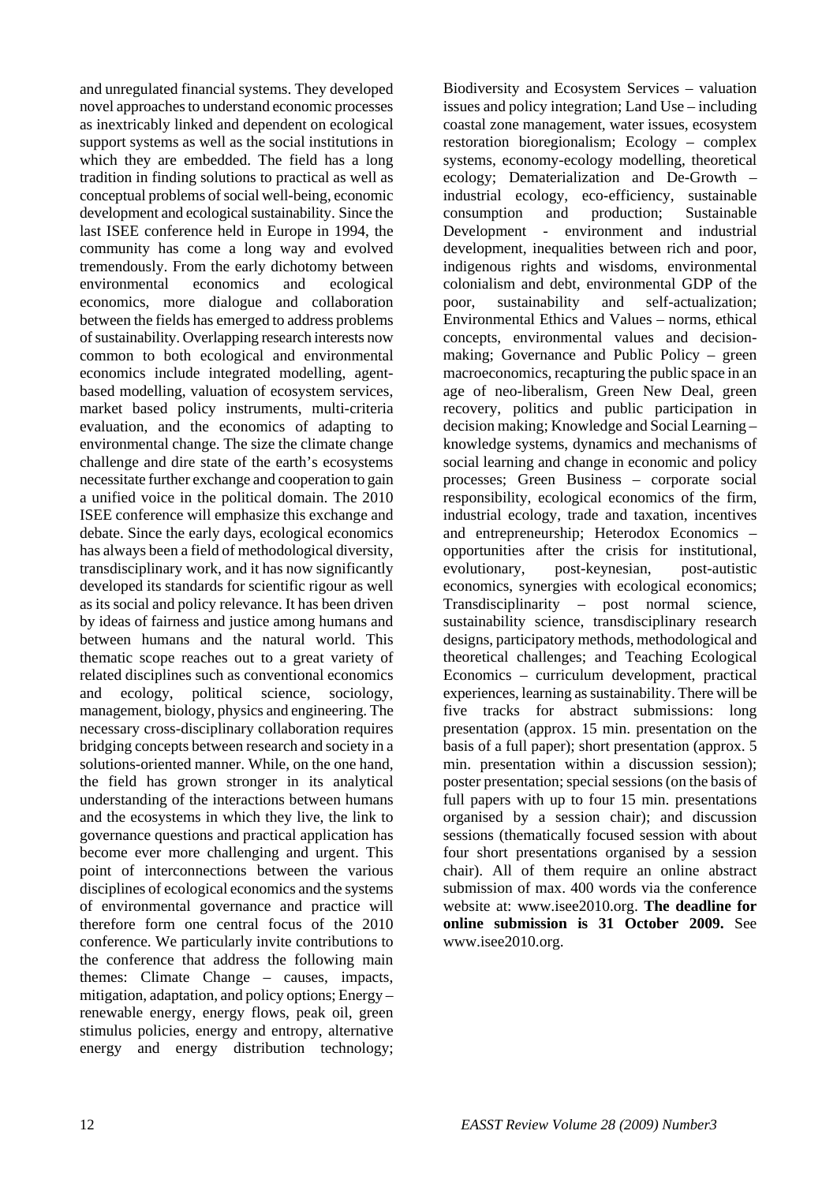and unregulated financial systems. They developed novel approaches to understand economic processes as inextricably linked and dependent on ecological support systems as well as the social institutions in which they are embedded. The field has a long tradition in finding solutions to practical as well as conceptual problems of social well-being, economic development and ecological sustainability. Since the last ISEE conference held in Europe in 1994, the community has come a long way and evolved tremendously. From the early dichotomy between environmental economics and ecological economics, more dialogue and collaboration between the fields has emerged to address problems of sustainability. Overlapping research interests now common to both ecological and environmental economics include integrated modelling, agent-based modelling, valuation of ecosystem services, market based policy instruments, multi-criteria evaluation, and the economics of adapting to environmental change. The size the climate change challenge and dire state of the earth's ecosystems necessitate further exchange and cooperation to gain a unified voice in the political domain. The 2010 ISEE conference will emphasize this exchange and debate. Since the early days, ecological economics has always been a field of methodological diversity, transdisciplinary work, and it has now significantly developed its standards for scientific rigour as well as its social and policy relevance. It has been driven by ideas of fairness and justice among humans and between humans and the natural world. This thematic scope reaches out to a great variety of related disciplines such as conventional economics and ecology, political science, sociology, management, biology, physics and engineering. The necessary cross-disciplinary collaboration requires bridging concepts between research and society in a solutions-oriented manner. While, on the one hand, the field has grown stronger in its analytical understanding of the interactions between humans and the ecosystems in which they live, the link to governance questions and practical application has become ever more challenging and urgent. This point of interconnections between the various disciplines of ecological economics and the systems of environmental governance and practice will therefore form one central focus of the 2010 conference. We particularly invite contributions to the conference that address the following main themes: Climate Change – causes, impacts, mitigation, adaptation, and policy options; Energy – renewable energy, energy flows, peak oil, green stimulus policies, energy and entropy, alternative energy and energy distribution technology; Biodiversity and Ecosystem Services – valuation issues and policy integration; Land Use – including coastal zone management, water issues, ecosystem restoration bioregionalism; Ecology – complex systems, economy-ecology modelling, theoretical ecology; Dematerialization and De-Growth – industrial ecology, eco-efficiency, sustainable consumption and production; Sustainable Development - environment and industrial development, inequalities between rich and poor, indigenous rights and wisdoms, environmental colonialism and debt, environmental GDP of the poor, sustainability and self-actualization; Environmental Ethics and Values – norms, ethical concepts, environmental values and decision-making; Governance and Public Policy – green macroeconomics, recapturing the public space in an age of neo-liberalism, Green New Deal, green recovery, politics and public participation in decision making; Knowledge and Social Learning – knowledge systems, dynamics and mechanisms of social learning and change in economic and policy processes; Green Business – corporate social responsibility, ecological economics of the firm, industrial ecology, trade and taxation, incentives and entrepreneurship; Heterodox Economics – opportunities after the crisis for institutional, evolutionary, post-keynesian, post-autistic economics, synergies with ecological economics; Transdisciplinarity – post normal science, sustainability science, transdisciplinary research designs, participatory methods, methodological and theoretical challenges; and Teaching Ecological Economics – curriculum development, practical experiences, learning as sustainability. There will be five tracks for abstract submissions: long presentation (approx. 15 min. presentation on the basis of a full paper); short presentation (approx. 5 min. presentation within a discussion session); poster presentation; special sessions (on the basis of full papers with up to four 15 min. presentations organised by a session chair); and discussion sessions (thematically focused session with about four short presentations organised by a session chair). All of them require an online abstract submission of max. 400 words via the conference website at: www.isee2010.org. **The deadline for online submission is 31 October 2009.** See www.isee2010.org.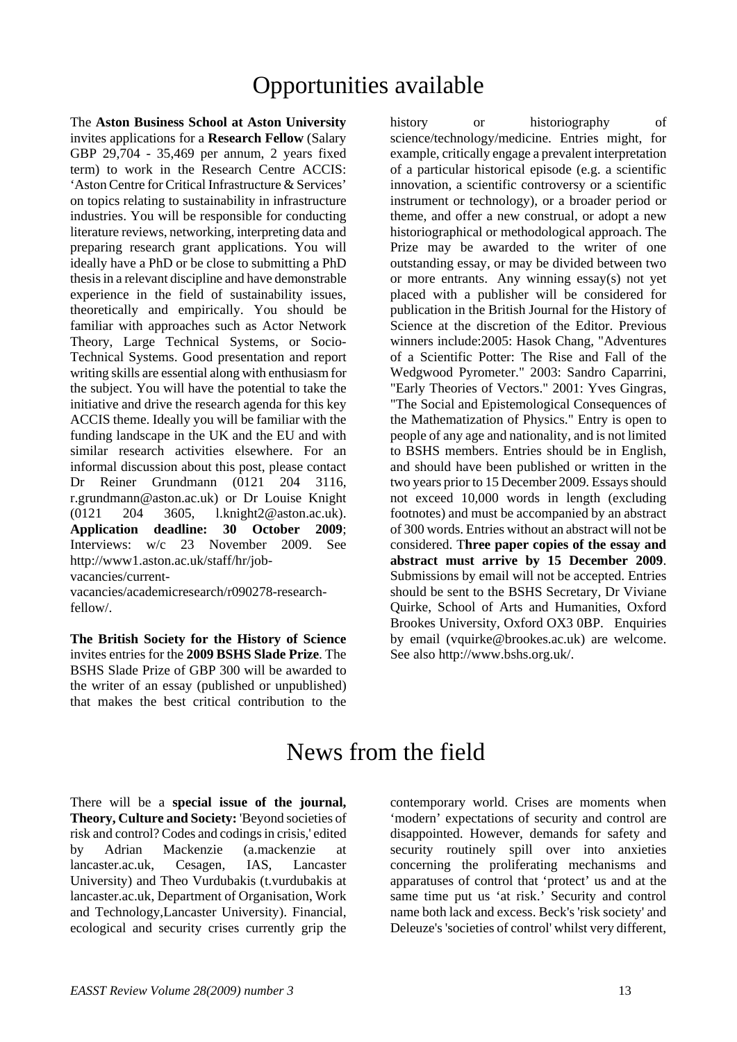# Opportunities available

The **Aston Business School at Aston University** invites applications for a **Research Fellow** (Salary GBP 29,704 - 35,469 per annum, 2 years fixed term) to work in the Research Centre ACCIS: 'Aston Centre for Critical Infrastructure & Services' on topics relating to sustainability in infrastructure industries. You will be responsible for conducting literature reviews, networking, interpreting data and preparing research grant applications. You will ideally have a PhD or be close to submitting a PhD thesis in a relevant discipline and have demonstrable experience in the field of sustainability issues, theoretically and empirically. You should be familiar with approaches such as Actor Network Theory, Large Technical Systems, or Socio-Technical Systems. Good presentation and report writing skills are essential along with enthusiasm for the subject. You will have the potential to take the initiative and drive the research agenda for this key ACCIS theme. Ideally you will be familiar with the funding landscape in the UK and the EU and with similar research activities elsewhere. For an informal discussion about this post, please contact Dr Reiner Grundmann (0121 204 3116, r.grundmann@aston.ac.uk) or Dr Louise Knight (0121 204 3605, l.knight2@aston.ac.uk). **Application deadline: 30 October 2009**; Interviews: w/c 23 November 2009. See http://www1.aston.ac.uk/staff/hr/job-vacancies/current-vacancies/academicresearch/r090278-research-fellow/.

**The British Society for the History of Science** invites entries for the **2009 BSHS Slade Prize**. The BSHS Slade Prize of GBP 300 will be awarded to the writer of an essay (published or unpublished) that makes the best critical contribution to the history or historiography of science/technology/medicine. Entries might, for example, critically engage a prevalent interpretation of a particular historical episode (e.g. a scientific innovation, a scientific controversy or a scientific instrument or technology), or a broader period or theme, and offer a new construal, or adopt a new historiographical or methodological approach. The Prize may be awarded to the writer of one outstanding essay, or may be divided between two or more entrants. Any winning essay(s) not yet placed with a publisher will be considered for publication in the British Journal for the History of Science at the discretion of the Editor. Previous winners include:2005: Hasok Chang, "Adventures of a Scientific Potter: The Rise and Fall of the Wedgwood Pyrometer." 2003: Sandro Caparrini, "Early Theories of Vectors." 2001: Yves Gingras, "The Social and Epistemological Consequences of the Mathematization of Physics." Entry is open to people of any age and nationality, and is not limited to BSHS members. Entries should be in English, and should have been published or written in the two years prior to 15 December 2009. Essays should not exceed 10,000 words in length (excluding footnotes) and must be accompanied by an abstract of 300 words. Entries without an abstract will not be considered. T**hree paper copies of the essay and abstract must arrive by 15 December 2009**. Submissions by email will not be accepted. Entries should be sent to the BSHS Secretary, Dr Viviane Quirke, School of Arts and Humanities, Oxford Brookes University, Oxford OX3 0BP. Enquiries by email (vquirke@brookes.ac.uk) are welcome. See also http://www.bshs.org.uk/.

# News from the field

There will be a **special issue of the journal, Theory, Culture and Society:** 'Beyond societies of risk and control? Codes and codings in crisis,' edited by Adrian Mackenzie (a.mackenzie at lancaster.ac.uk, Cesagen, IAS, Lancaster University) and Theo Vurdubakis (t.vurdubakis at lancaster.ac.uk, Department of Organisation, Work and Technology,Lancaster University). Financial, ecological and security crises currently grip the contemporary world. Crises are moments when 'modern' expectations of security and control are disappointed. However, demands for safety and security routinely spill over into anxieties concerning the proliferating mechanisms and apparatuses of control that 'protect' us and at the same time put us 'at risk.' Security and control name both lack and excess. Beck's 'risk society' and Deleuze's 'societies of control' whilst very different,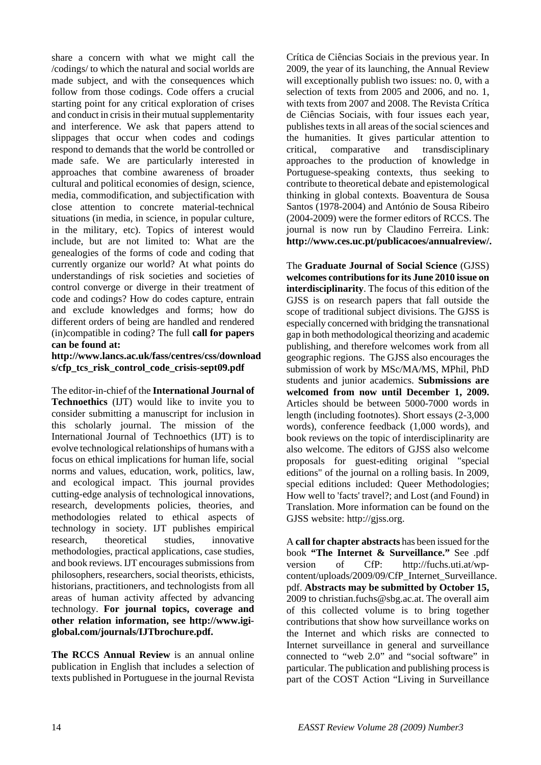share a concern with what we might call the /codings/ to which the natural and social worlds are made subject, and with the consequences which follow from those codings. Code offers a crucial starting point for any critical exploration of crises and conduct in crisis in their mutual supplementarity and interference. We ask that papers attend to slippages that occur when codes and codings respond to demands that the world be controlled or made safe. We are particularly interested in approaches that combine awareness of broader cultural and political economies of design, science, media, commodification, and subjectification with close attention to concrete material-technical situations (in media, in science, in popular culture, in the military, etc). Topics of interest would include, but are not limited to: What are the genealogies of the forms of code and coding that currently organize our world? At what points do understandings of risk societies and societies of control converge or diverge in their treatment of code and codings? How do codes capture, entrain and exclude knowledges and forms; how do different orders of being are handled and rendered (in)compatible in coding? The full **call for papers can be found at:**
**http://www.lancs.ac.uk/fass/centres/css/downloads/cfp_tcs_risk_control_code_crisis-sept09.pdf**

The editor-in-chief of the **International Journal of Technoethics** (IJT) would like to invite you to consider submitting a manuscript for inclusion in this scholarly journal. The mission of the International Journal of Technoethics (IJT) is to evolve technological relationships of humans with a focus on ethical implications for human life, social norms and values, education, work, politics, law, and ecological impact. This journal provides cutting-edge analysis of technological innovations, research, developments policies, theories, and methodologies related to ethical aspects of technology in society. IJT publishes empirical research, theoretical studies, innovative methodologies, practical applications, case studies, and book reviews. IJT encourages submissions from philosophers, researchers, social theorists, ethicists, historians, practitioners, and technologists from all areas of human activity affected by advancing technology. **For journal topics, coverage and other relation information, see http://www.igi-global.com/journals/IJTbrochure.pdf.**

**The RCCS Annual Review** is an annual online publication in English that includes a selection of texts published in Portuguese in the journal Revista Crítica de Ciências Sociais in the previous year. In 2009, the year of its launching, the Annual Review will exceptionally publish two issues: no. 0, with a selection of texts from 2005 and 2006, and no. 1, with texts from 2007 and 2008. The Revista Crítica de Ciências Sociais, with four issues each year, publishes texts in all areas of the social sciences and the humanities. It gives particular attention to critical, comparative and transdisciplinary approaches to the production of knowledge in Portuguese-speaking contexts, thus seeking to contribute to theoretical debate and epistemological thinking in global contexts. Boaventura de Sousa Santos (1978-2004) and António de Sousa Ribeiro (2004-2009) were the former editors of RCCS. The journal is now run by Claudino Ferreira. Link: **http://www.ces.uc.pt/publicacoes/annualreview/.**

The **Graduate Journal of Social Science** (GJSS) **welcomes contributions for its June 2010 issue on interdisciplinarity**. The focus of this edition of the GJSS is on research papers that fall outside the scope of traditional subject divisions. The GJSS is especially concerned with bridging the transnational gap in both methodological theorizing and academic publishing, and therefore welcomes work from all geographic regions. The GJSS also encourages the submission of work by MSc/MA/MS, MPhil, PhD students and junior academics. **Submissions are welcomed from now until December 1, 2009.** Articles should be between 5000-7000 words in length (including footnotes). Short essays (2-3,000 words), conference feedback (1,000 words), and book reviews on the topic of interdisciplinarity are also welcome. The editors of GJSS also welcome proposals for guest-editing original "special editions" of the journal on a rolling basis. In 2009, special editions included: Queer Methodologies; How well to 'facts' travel?; and Lost (and Found) in Translation. More information can be found on the GJSS website: http://gjss.org.

A **call for chapter abstracts** has been issued for the book **"The Internet & Surveillance."** See .pdf version of CfP: http://fuchs.uti.at/wp-content/uploads/2009/09/CfP_Internet_Surveillance.pdf. **Abstracts may be submitted by October 15,** 2009 to christian.fuchs@sbg.ac.at. The overall aim of this collected volume is to bring together contributions that show how surveillance works on the Internet and which risks are connected to Internet surveillance in general and surveillance connected to "web 2.0" and "social software" in particular. The publication and publishing process is part of the COST Action "Living in Surveillance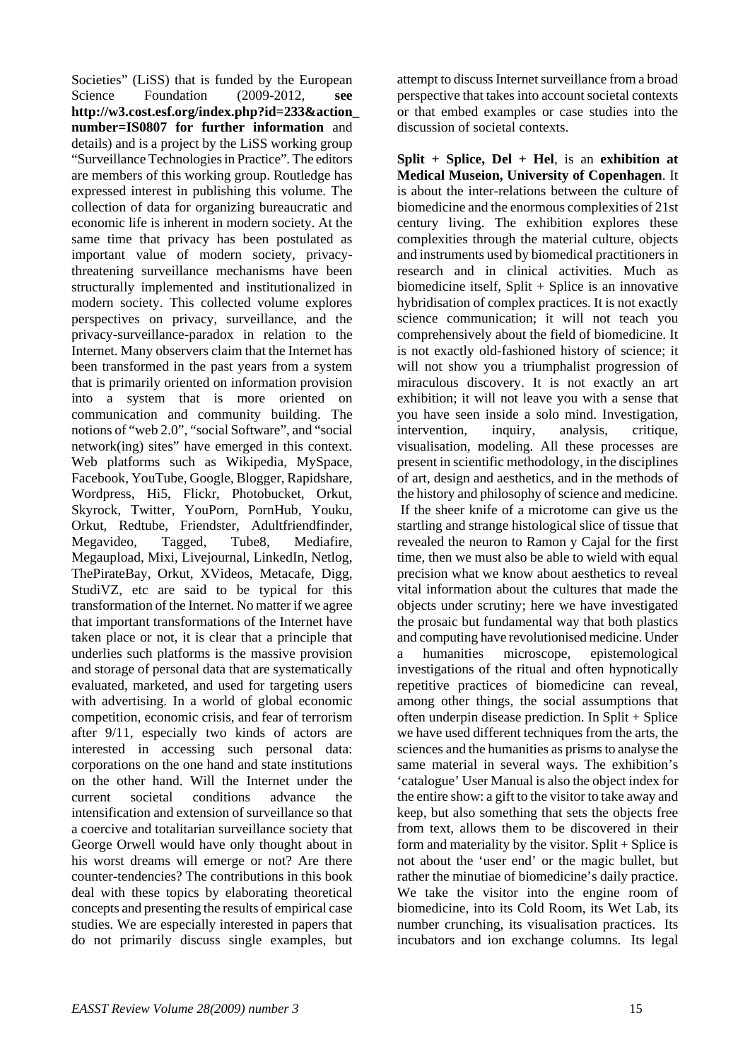Societies" (LiSS) that is funded by the European Science Foundation (2009-2012, **see http://w3.cost.esf.org/index.php?id=233&action_number=IS0807 for further information** and details) and is a project by the LiSS working group "Surveillance Technologies in Practice". The editors are members of this working group. Routledge has expressed interest in publishing this volume. The collection of data for organizing bureaucratic and economic life is inherent in modern society. At the same time that privacy has been postulated as important value of modern society, privacy-threatening surveillance mechanisms have been structurally implemented and institutionalized in modern society. This collected volume explores perspectives on privacy, surveillance, and the privacy-surveillance-paradox in relation to the Internet. Many observers claim that the Internet has been transformed in the past years from a system that is primarily oriented on information provision into a system that is more oriented on communication and community building. The notions of "web 2.0", "social Software", and "social network(ing) sites" have emerged in this context. Web platforms such as Wikipedia, MySpace, Facebook, YouTube, Google, Blogger, Rapidshare, Wordpress, Hi5, Flickr, Photobucket, Orkut, Skyrock, Twitter, YouPorn, PornHub, Youku, Orkut, Redtube, Friendster, Adultfriendfinder, Megavideo, Tagged, Tube8, Mediafire, Megaupload, Mixi, Livejournal, LinkedIn, Netlog, ThePirateBay, Orkut, XVideos, Metacafe, Digg, StudiVZ, etc are said to be typical for this transformation of the Internet. No matter if we agree that important transformations of the Internet have taken place or not, it is clear that a principle that underlies such platforms is the massive provision and storage of personal data that are systematically evaluated, marketed, and used for targeting users with advertising. In a world of global economic competition, economic crisis, and fear of terrorism after 9/11, especially two kinds of actors are interested in accessing such personal data: corporations on the one hand and state institutions on the other hand. Will the Internet under the current societal conditions advance the intensification and extension of surveillance so that a coercive and totalitarian surveillance society that George Orwell would have only thought about in his worst dreams will emerge or not? Are there counter-tendencies? The contributions in this book deal with these topics by elaborating theoretical concepts and presenting the results of empirical case studies. We are especially interested in papers that do not primarily discuss single examples, but attempt to discuss Internet surveillance from a broad perspective that takes into account societal contexts or that embed examples or case studies into the discussion of societal contexts.

**Split + Splice, Del + Hel**, is an **exhibition at Medical Museion, University of Copenhagen**. It is about the inter-relations between the culture of biomedicine and the enormous complexities of 21st century living. The exhibition explores these complexities through the material culture, objects and instruments used by biomedical practitioners in research and in clinical activities. Much as biomedicine itself, Split + Splice is an innovative hybridisation of complex practices. It is not exactly science communication; it will not teach you comprehensively about the field of biomedicine. It is not exactly old-fashioned history of science; it will not show you a triumphalist progression of miraculous discovery. It is not exactly an art exhibition; it will not leave you with a sense that you have seen inside a solo mind. Investigation, intervention, inquiry, analysis, critique, visualisation, modeling. All these processes are present in scientific methodology, in the disciplines of art, design and aesthetics, and in the methods of the history and philosophy of science and medicine. If the sheer knife of a microtome can give us the startling and strange histological slice of tissue that revealed the neuron to Ramon y Cajal for the first time, then we must also be able to wield with equal precision what we know about aesthetics to reveal vital information about the cultures that made the objects under scrutiny; here we have investigated the prosaic but fundamental way that both plastics and computing have revolutionised medicine. Under a humanities microscope, epistemological investigations of the ritual and often hypnotically repetitive practices of biomedicine can reveal, among other things, the social assumptions that often underpin disease prediction. In Split + Splice we have used different techniques from the arts, the sciences and the humanities as prisms to analyse the same material in several ways. The exhibition's 'catalogue' User Manual is also the object index for the entire show: a gift to the visitor to take away and keep, but also something that sets the objects free from text, allows them to be discovered in their form and materiality by the visitor. Split + Splice is not about the 'user end' or the magic bullet, but rather the minutiae of biomedicine's daily practice. We take the visitor into the engine room of biomedicine, into its Cold Room, its Wet Lab, its number crunching, its visualisation practices. Its incubators and ion exchange columns. Its legal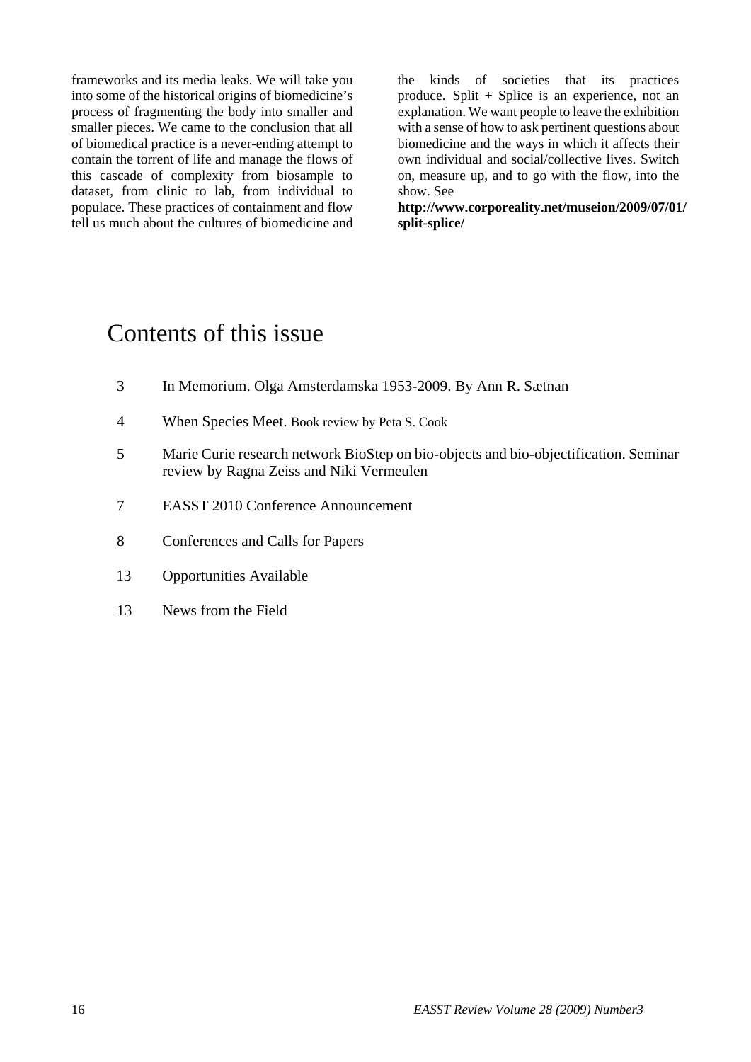frameworks and its media leaks. We will take you into some of the historical origins of biomedicine's process of fragmenting the body into smaller and smaller pieces. We came to the conclusion that all of biomedical practice is a never-ending attempt to contain the torrent of life and manage the flows of this cascade of complexity from biosample to dataset, from clinic to lab, from individual to populace. These practices of containment and flow tell us much about the cultures of biomedicine and the kinds of societies that its practices produce. Split + Splice is an experience, not an explanation. We want people to leave the exhibition with a sense of how to ask pertinent questions about biomedicine and the ways in which it affects their own individual and social/collective lives. Switch on, measure up, and to go with the flow, into the show. See **http://www.corporeality.net/museion/2009/07/01/split-splice/**

# Contents of this issue

| | |
|---|---|
| 3 | In Memorium. Olga Amsterdamska 1953-2009. By Ann R. Sætnan |
| 4 | When Species Meet. Book review by Peta S. Cook |
| 5 | Marie Curie research network BioStep on bio-objects and bio-objectification. Seminar review by Ragna Zeiss and Niki Vermeulen |
| 7 | EASST 2010 Conference Announcement |
| 8 | Conferences and Calls for Papers |
| 13 | Opportunities Available |
| 13 | News from the Field |